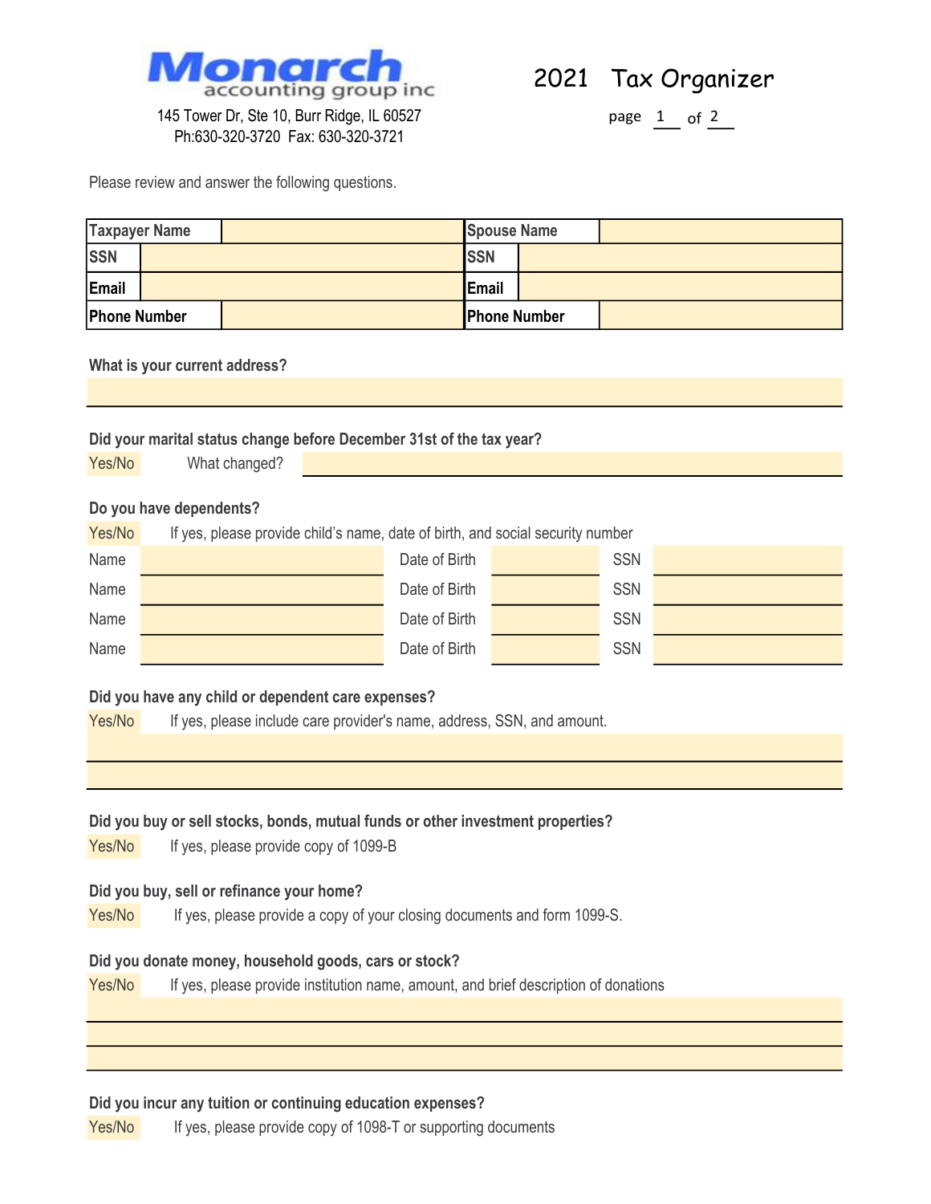# Monarch accounting group inc

145 Tower Dr, Ste 10, Burr Ridge, IL 60527
Ph:630-320-3720 Fax: 630-320-3721

## 2021 Tax Organizer

Please review and answer the following questions.

| Taxpayer Name | | Spouse Name | |
|---|---|---|---|
| SSN | | SSN | |
| Email | | Email | |
| Phone Number | | Phone Number | |

**What is your current address?**

**Did your marital status change before December 31st of the tax year?**

Yes/No What changed?

**Do you have dependents?**

Yes/No If yes, please provide child's name, date of birth, and social security number

| Name | | Date of Birth | | SSN | |
|---|---|---|---|---|---|
| Name | | Date of Birth | | SSN | |
| Name | | Date of Birth | | SSN | |
| Name | | Date of Birth | | SSN | |
| Name | | Date of Birth | | SSN | |

**Did you have any child or dependent care expenses?**

Yes/No If yes, please include care provider's name, address, SSN, and amount.

**Did you buy or sell stocks, bonds, mutual funds or other investment properties?**

Yes/No If yes, please provide copy of 1099-B

**Did you buy, sell or refinance your home?**

Yes/No If yes, please provide a copy of your closing documents and form 1099-S.

**Did you donate money, household goods, cars or stock?**

Yes/No If yes, please provide institution name, amount, and brief description of donations

**Did you incur any tuition or continuing education expenses?**

Yes/No If yes, please provide copy of 1098-T or supporting documents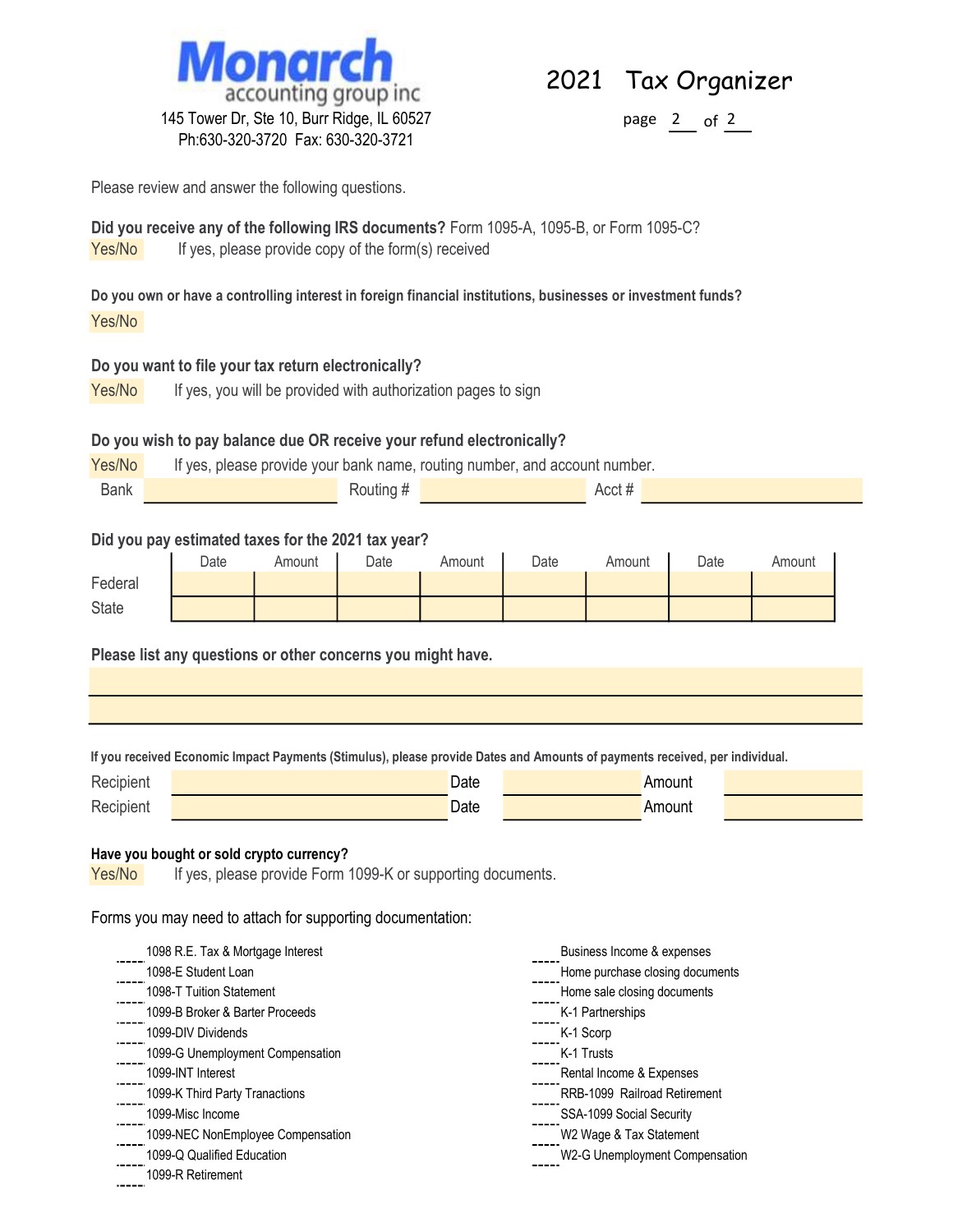# Monarch accounting group inc

145 Tower Dr, Ste 10, Burr Ridge, IL 60527
Ph:630-320-3720 Fax: 630-320-3721

## 2021 Tax Organizer

Please review and answer the following questions.

**Did you receive any of the following IRS documents?** Form 1095-A, 1095-B, or Form 1095-C?

Yes/No If yes, please provide copy of the form(s) received

**Do you own or have a controlling interest in foreign financial institutions, businesses or investment funds?**

Yes/No

**Do you want to file your tax return electronically?**

Yes/No If yes, you will be provided with authorization pages to sign

**Do you wish to pay balance due OR receive your refund electronically?**

Yes/No If yes, please provide your bank name, routing number, and account number.

Bank ____________ Routing # ____________ Acct # ____________

**Did you pay estimated taxes for the 2021 tax year?**

| | Date | Amount | Date | Amount | Date | Amount | Date | Amount |
|---|---|---|---|---|---|---|---|---|
| Federal | | | | | | | | |
| State | | | | | | | | |

**Please list any questions or other concerns you might have.**

____________

____________

**If you received Economic Impact Payments (Stimulus), please provide Dates and Amounts of payments received, per individual.**

Recipient ____________ Date ____________ Amount ____________

Recipient ____________ Date ____________ Amount ____________

**Have you bought or sold crypto currency?**

Yes/No If yes, please provide Form 1099-K or supporting documents.

Forms you may need to attach for supporting documentation:

- ____ 1098 R.E. Tax & Mortgage Interest
- ____ 1098-E Student Loan
- ____ 1098-T Tuition Statement
- ____ 1099-B Broker & Barter Proceeds
- ____ 1099-DIV Dividends
- ____ 1099-G Unemployment Compensation
- ____ 1099-INT Interest
- ____ 1099-K Third Party Tranactions
- ____ 1099-Misc Income
- ____ 1099-NEC NonEmployee Compensation
- ____ 1099-Q Qualified Education
- ____ 1099-R Retirement
- ____ Business Income & expenses
- ____ Home purchase closing documents
- ____ Home sale closing documents
- ____ K-1 Partnerships
- ____ K-1 Scorp
- ____ K-1 Trusts
- ____ Rental Income & Expenses
- ____ RRB-1099 Railroad Retirement
- ____ SSA-1099 Social Security
- ____ W2 Wage & Tax Statement
- ____ W2-G Unemployment Compensation